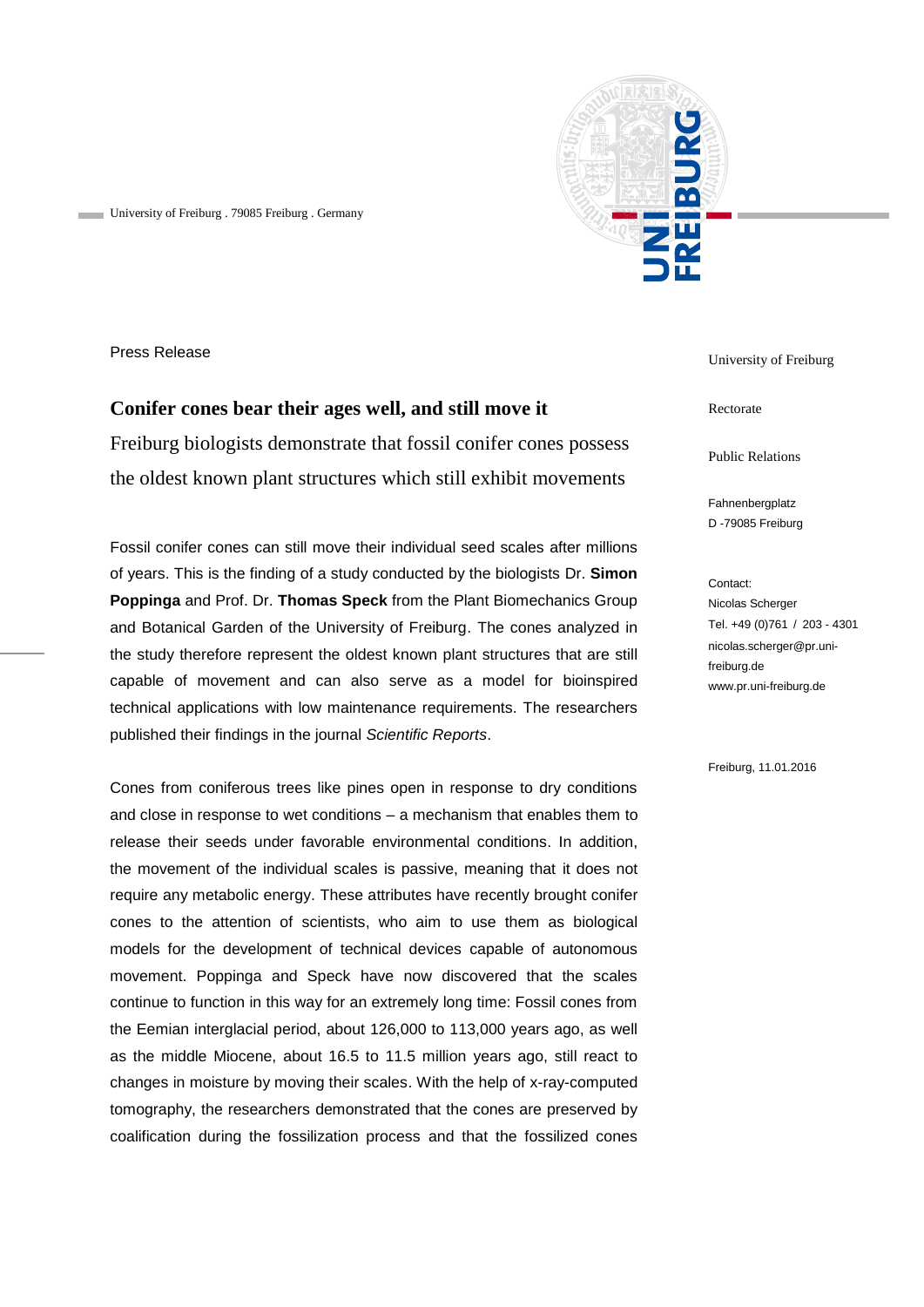University of Freiburg . 79085 Freiburg . Germany

Press Release

University of Freiburg

Rectorate

Public Relations

Fahnenbergplatz
D -79085 Freiburg

Contact:
Nicolas Scherger
Tel. +49 (0)761 / 203 - 4301
nicolas.scherger@pr.uni-freiburg.de
www.pr.uni-freiburg.de

Freiburg, 11.01.2016

## Conifer cones bear their ages well, and still move it

Freiburg biologists demonstrate that fossil conifer cones possess the oldest known plant structures which still exhibit movements

Fossil conifer cones can still move their individual seed scales after millions of years. This is the finding of a study conducted by the biologists Dr. **Simon Poppinga** and Prof. Dr. **Thomas Speck** from the Plant Biomechanics Group and Botanical Garden of the University of Freiburg. The cones analyzed in the study therefore represent the oldest known plant structures that are still capable of movement and can also serve as a model for bioinspired technical applications with low maintenance requirements. The researchers published their findings in the journal *Scientific Reports*.

Cones from coniferous trees like pines open in response to dry conditions and close in response to wet conditions – a mechanism that enables them to release their seeds under favorable environmental conditions. In addition, the movement of the individual scales is passive, meaning that it does not require any metabolic energy. These attributes have recently brought conifer cones to the attention of scientists, who aim to use them as biological models for the development of technical devices capable of autonomous movement. Poppinga and Speck have now discovered that the scales continue to function in this way for an extremely long time: Fossil cones from the Eemian interglacial period, about 126,000 to 113,000 years ago, as well as the middle Miocene, about 16.5 to 11.5 million years ago, still react to changes in moisture by moving their scales. With the help of x-ray-computed tomography, the researchers demonstrated that the cones are preserved by coalification during the fossilization process and that the fossilized cones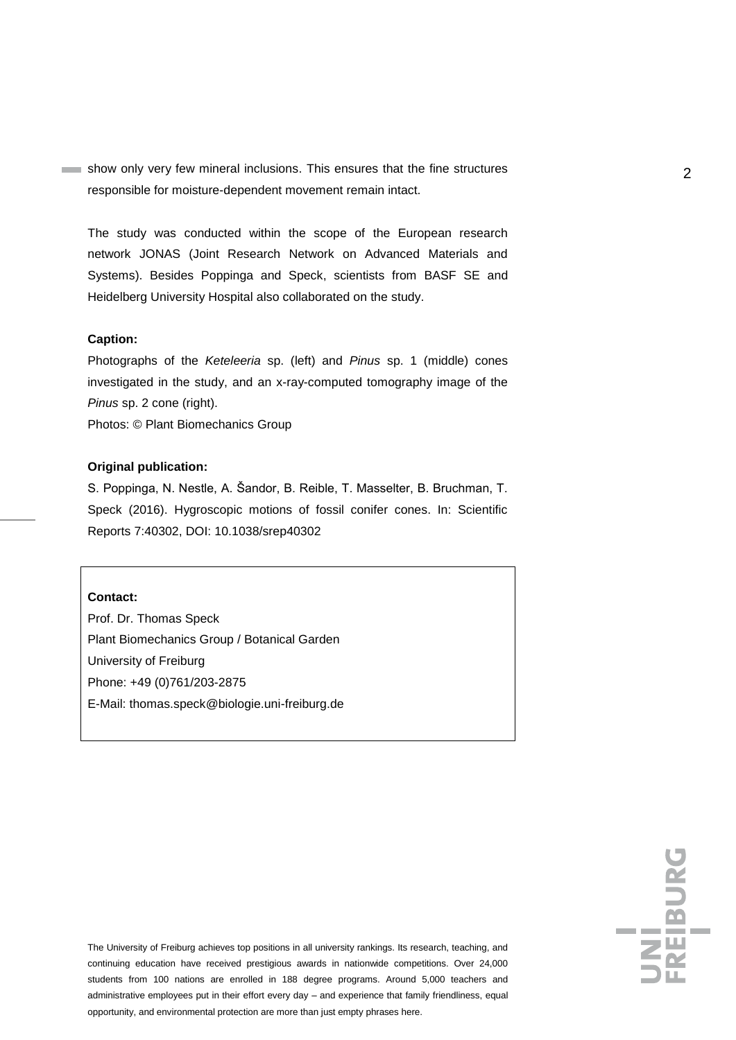show only very few mineral inclusions. This ensures that the fine structures responsible for moisture-dependent movement remain intact.

The study was conducted within the scope of the European research network JONAS (Joint Research Network on Advanced Materials and Systems). Besides Poppinga and Speck, scientists from BASF SE and Heidelberg University Hospital also collaborated on the study.

**Caption:**

Photographs of the *Keteleeria* sp. (left) and *Pinus* sp. 1 (middle) cones investigated in the study, and an x-ray-computed tomography image of the *Pinus* sp. 2 cone (right).

Photos: © Plant Biomechanics Group

**Original publication:**

S. Poppinga, N. Nestle, A. Šandor, B. Reible, T. Masselter, B. Bruchman, T. Speck (2016). Hygroscopic motions of fossil conifer cones. In: Scientific Reports 7:40302, DOI: 10.1038/srep40302

**Contact:**

Prof. Dr. Thomas Speck
Plant Biomechanics Group / Botanical Garden
University of Freiburg
Phone: +49 (0)761/203-2875
E-Mail: thomas.speck@biologie.uni-freiburg.de

The University of Freiburg achieves top positions in all university rankings. Its research, teaching, and continuing education have received prestigious awards in nationwide competitions. Over 24,000 students from 100 nations are enrolled in 188 degree programs. Around 5,000 teachers and administrative employees put in their effort every day – and experience that family friendliness, equal opportunity, and environmental protection are more than just empty phrases here.